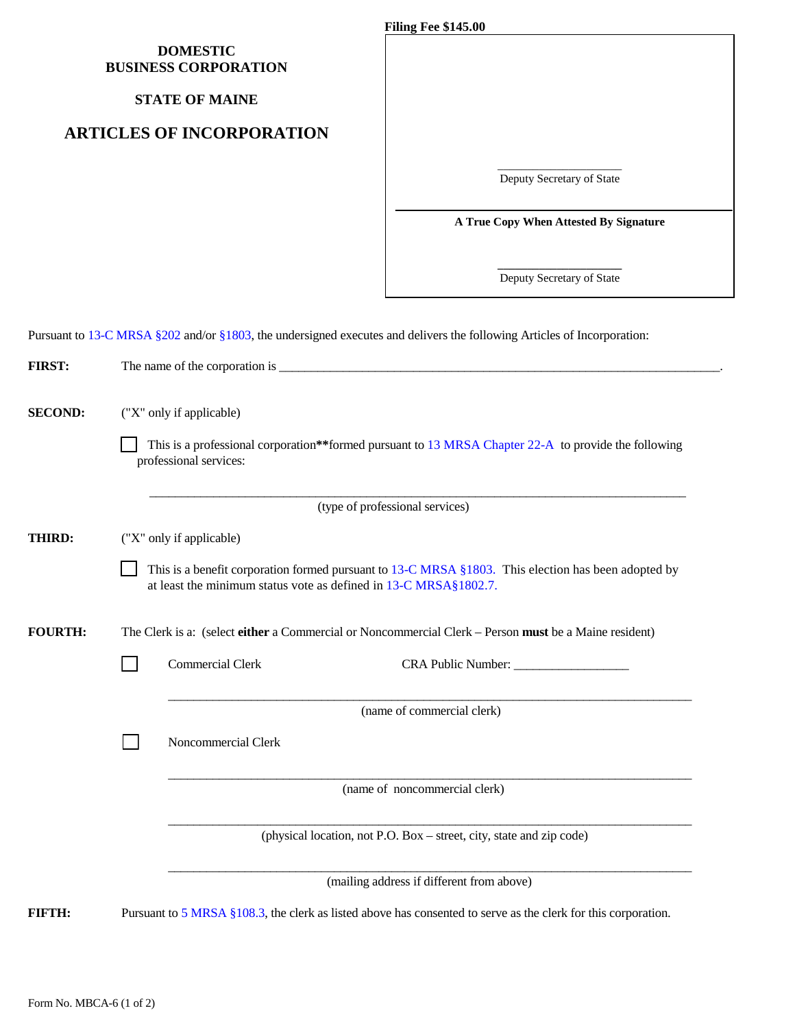**Filing Fee $145.00**

## DOMESTIC BUSINESS CORPORATION

## STATE OF MAINE

# ARTICLES OF INCORPORATION

| |
|---|
| \_\_\_\_\_\_\_\_\_\_\_\_\_\_\_\_\_\_\_\_ Deputy Secretary of State |
| **A True Copy When Attested By Signature** |
| \_\_\_\_\_\_\_\_\_\_\_\_\_\_\_\_\_\_\_\_ Deputy Secretary of State |

Pursuant to 13-C MRSA §202 and/or §1803, the undersigned executes and delivers the following Articles of Incorporation:

**FIRST:** The name of the corporation is \_\_\_\_\_\_\_\_\_\_\_\_\_\_\_\_\_\_\_\_\_\_\_\_\_\_\_\_\_\_\_\_\_\_\_\_\_\_\_\_\_\_\_\_\_\_\_\_\_\_\_\_\_\_\_\_\_\_\_\_\_\_\_\_\_\_\_\_\_\_.

**SECOND:** ("X" only if applicable)

☐ This is a professional corporation**\*\***formed pursuant to 13 MRSA Chapter 22-A to provide the following professional services:

\_\_\_\_\_\_\_\_\_\_\_\_\_\_\_\_\_\_\_\_\_\_\_\_\_\_\_\_\_\_\_\_\_\_\_\_\_\_\_\_\_\_\_\_\_\_\_\_\_\_\_\_\_\_\_\_\_\_\_\_\_\_\_\_\_\_\_\_\_\_\_\_\_\_\_\_\_\_
(type of professional services)

**THIRD:** ("X" only if applicable)

☐ This is a benefit corporation formed pursuant to 13-C MRSA §1803. This election has been adopted by at least the minimum status vote as defined in 13-C MRSA§1802.7.

**FOURTH:** The Clerk is a: (select **either** a Commercial or Noncommercial Clerk – Person **must** be a Maine resident)

☐ Commercial Clerk CRA Public Number: \_\_\_\_\_\_\_\_\_\_\_\_\_\_\_\_\_\_

\_\_\_\_\_\_\_\_\_\_\_\_\_\_\_\_\_\_\_\_\_\_\_\_\_\_\_\_\_\_\_\_\_\_\_\_\_\_\_\_\_\_\_\_\_\_\_\_\_\_\_\_\_\_\_\_\_\_\_\_\_\_\_\_\_\_\_\_\_\_\_\_\_\_\_\_\_\_
(name of commercial clerk)

☐ Noncommercial Clerk

\_\_\_\_\_\_\_\_\_\_\_\_\_\_\_\_\_\_\_\_\_\_\_\_\_\_\_\_\_\_\_\_\_\_\_\_\_\_\_\_\_\_\_\_\_\_\_\_\_\_\_\_\_\_\_\_\_\_\_\_\_\_\_\_\_\_\_\_\_\_\_\_\_\_\_\_\_\_
(name of noncommercial clerk)

\_\_\_\_\_\_\_\_\_\_\_\_\_\_\_\_\_\_\_\_\_\_\_\_\_\_\_\_\_\_\_\_\_\_\_\_\_\_\_\_\_\_\_\_\_\_\_\_\_\_\_\_\_\_\_\_\_\_\_\_\_\_\_\_\_\_\_\_\_\_\_\_\_\_\_\_\_\_
(physical location, not P.O. Box – street, city, state and zip code)

\_\_\_\_\_\_\_\_\_\_\_\_\_\_\_\_\_\_\_\_\_\_\_\_\_\_\_\_\_\_\_\_\_\_\_\_\_\_\_\_\_\_\_\_\_\_\_\_\_\_\_\_\_\_\_\_\_\_\_\_\_\_\_\_\_\_\_\_\_\_\_\_\_\_\_\_\_\_
(mailing address if different from above)

**FIFTH:** Pursuant to 5 MRSA §108.3, the clerk as listed above has consented to serve as the clerk for this corporation.

Form No. MBCA-6 (1 of 2)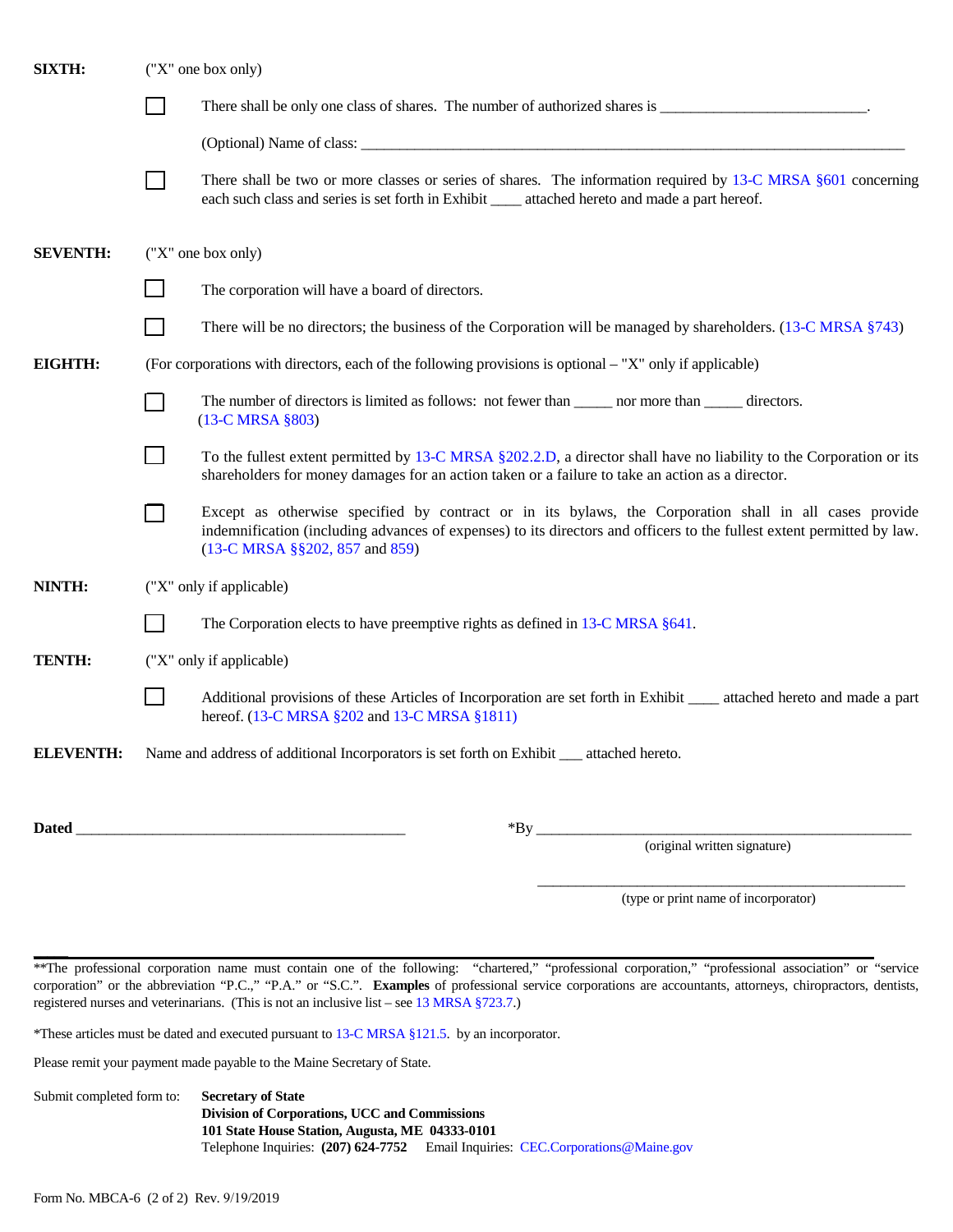**SIXTH:** ("X" one box only)

☐ There shall be only one class of shares. The number of authorized shares is ___________________________.

(Optional) Name of class: _______________________________________________________________________________

☐ There shall be two or more classes or series of shares. The information required by 13-C MRSA §601 concerning each such class and series is set forth in Exhibit ____ attached hereto and made a part hereof.

**SEVENTH:** ("X" one box only)

☐ The corporation will have a board of directors.

☐ There will be no directors; the business of the Corporation will be managed by shareholders. (13-C MRSA §743)

**EIGHTH:** (For corporations with directors, each of the following provisions is optional – "X" only if applicable)

☐ The number of directors is limited as follows: not fewer than _____ nor more than _____ directors. (13-C MRSA §803)

☐ To the fullest extent permitted by 13-C MRSA §202.2.D, a director shall have no liability to the Corporation or its shareholders for money damages for an action taken or a failure to take an action as a director.

☐ Except as otherwise specified by contract or in its bylaws, the Corporation shall in all cases provide indemnification (including advances of expenses) to its directors and officers to the fullest extent permitted by law. (13-C MRSA §§202, 857 and 859)

**NINTH:** ("X" only if applicable)

☐ The Corporation elects to have preemptive rights as defined in 13-C MRSA §641.

**TENTH:** ("X" only if applicable)

☐ Additional provisions of these Articles of Incorporation are set forth in Exhibit ____ attached hereto and made a part hereof. (13-C MRSA §202 and 13-C MRSA §1811)

**ELEVENTH:** Name and address of additional Incorporators is set forth on Exhibit ___ attached hereto.

**Dated** _____________________________________________

*By _____________________________________________________
(original written signature)

_____________________________________________________
(type or print name of incorporator)

---

**The professional corporation name must contain one of the following: "chartered," "professional corporation," "professional association" or "service corporation" or the abbreviation "P.C.," "P.A." or "S.C.". **Examples** of professional service corporations are accountants, attorneys, chiropractors, dentists, registered nurses and veterinarians. (This is not an inclusive list – see 13 MRSA §723.7.)

*These articles must be dated and executed pursuant to 13-C MRSA §121.5. by an incorporator.

Please remit your payment made payable to the Maine Secretary of State.

Submit completed form to: **Secretary of State**
**Division of Corporations, UCC and Commissions**
**101 State House Station, Augusta, ME 04333-0101**
Telephone Inquiries: **(207) 624-7752** Email Inquiries: CEC.Corporations@Maine.gov

Form No. MBCA-6 (2 of 2) Rev. 9/19/2019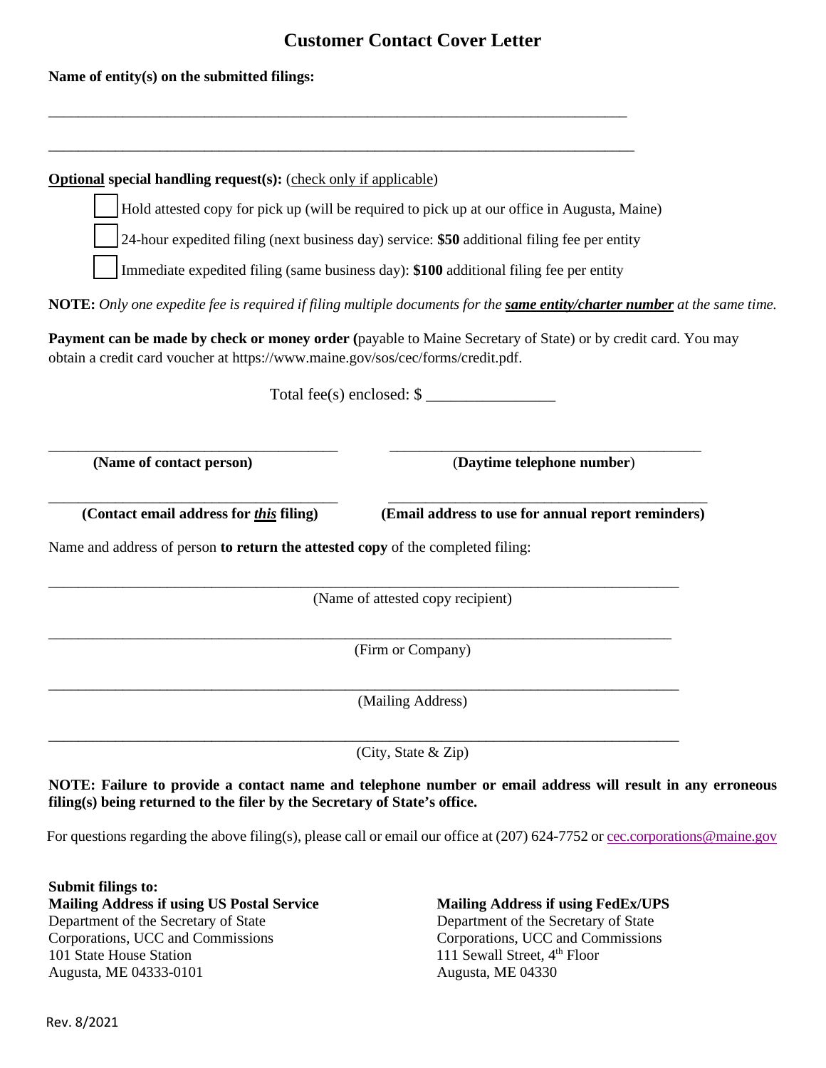# Customer Contact Cover Letter

**Name of entity(s) on the submitted filings:**

\_\_\_\_\_\_\_\_\_\_\_\_\_\_\_\_\_\_\_\_\_\_\_\_\_\_\_\_\_\_\_\_\_\_\_\_\_\_\_\_\_\_\_\_\_\_\_\_\_\_\_\_\_\_\_\_\_\_\_\_\_\_\_\_\_\_\_\_\_\_\_\_\_\_\_\_\_\_

\_\_\_\_\_\_\_\_\_\_\_\_\_\_\_\_\_\_\_\_\_\_\_\_\_\_\_\_\_\_\_\_\_\_\_\_\_\_\_\_\_\_\_\_\_\_\_\_\_\_\_\_\_\_\_\_\_\_\_\_\_\_\_\_\_\_\_\_\_\_\_\_\_\_\_\_\_\_

**Optional special handling request(s):** (check only if applicable)

- ☐ Hold attested copy for pick up (will be required to pick up at our office in Augusta, Maine)
- ☐ 24-hour expedited filing (next business day) service: **$50** additional filing fee per entity
- ☐ Immediate expedited filing (same business day): **$100** additional filing fee per entity

**NOTE:** *Only one expedite fee is required if filing multiple documents for the* ***same entity/charter number*** *at the same time.*

**Payment can be made by check or money order (**payable to Maine Secretary of State) or by credit card. You may obtain a credit card voucher at https://www.maine.gov/sos/cec/forms/credit.pdf.

Total fee(s) enclosed: $ \_\_\_\_\_\_\_\_\_\_\_\_\_\_\_\_

\_\_\_\_\_\_\_\_\_\_\_\_\_\_\_\_\_\_\_\_\_\_\_\_\_\_\_\_\_\_\_\_\_\_\_\_\_\_ \_\_\_\_\_\_\_\_\_\_\_\_\_\_\_\_\_\_\_\_\_\_\_\_\_\_\_\_\_\_\_\_\_\_\_\_\_\_\_\_

**(Name of contact person)** (**Daytime telephone number**)

\_\_\_\_\_\_\_\_\_\_\_\_\_\_\_\_\_\_\_\_\_\_\_\_\_\_\_\_\_\_\_\_\_\_\_\_\_\_ \_\_\_\_\_\_\_\_\_\_\_\_\_\_\_\_\_\_\_\_\_\_\_\_\_\_\_\_\_\_\_\_\_\_\_\_\_\_\_\_

**(Contact email address for *this* filing)** **(Email address to use for annual report reminders)**

Name and address of person **to return the attested copy** of the completed filing:

\_\_\_\_\_\_\_\_\_\_\_\_\_\_\_\_\_\_\_\_\_\_\_\_\_\_\_\_\_\_\_\_\_\_\_\_\_\_\_\_\_\_\_\_\_\_\_\_\_\_\_\_\_\_\_\_\_\_\_\_\_\_\_\_\_\_\_\_\_\_\_\_\_\_\_\_\_\_

(Name of attested copy recipient)

\_\_\_\_\_\_\_\_\_\_\_\_\_\_\_\_\_\_\_\_\_\_\_\_\_\_\_\_\_\_\_\_\_\_\_\_\_\_\_\_\_\_\_\_\_\_\_\_\_\_\_\_\_\_\_\_\_\_\_\_\_\_\_\_\_\_\_\_\_\_\_\_\_\_\_\_\_\_

(Firm or Company)

\_\_\_\_\_\_\_\_\_\_\_\_\_\_\_\_\_\_\_\_\_\_\_\_\_\_\_\_\_\_\_\_\_\_\_\_\_\_\_\_\_\_\_\_\_\_\_\_\_\_\_\_\_\_\_\_\_\_\_\_\_\_\_\_\_\_\_\_\_\_\_\_\_\_\_\_\_\_

(Mailing Address)

\_\_\_\_\_\_\_\_\_\_\_\_\_\_\_\_\_\_\_\_\_\_\_\_\_\_\_\_\_\_\_\_\_\_\_\_\_\_\_\_\_\_\_\_\_\_\_\_\_\_\_\_\_\_\_\_\_\_\_\_\_\_\_\_\_\_\_\_\_\_\_\_\_\_\_\_\_\_

(City, State & Zip)

**NOTE: Failure to provide a contact name and telephone number or email address will result in any erroneous filing(s) being returned to the filer by the Secretary of State's office.**

For questions regarding the above filing(s), please call or email our office at (207) 624-7752 or cec.corporations@maine.gov

**Submit filings to:**

**Mailing Address if using US Postal Service**
Department of the Secretary of State
Corporations, UCC and Commissions
101 State House Station
Augusta, ME 04333-0101

**Mailing Address if using FedEx/UPS**
Department of the Secretary of State
Corporations, UCC and Commissions
111 Sewall Street, 4th Floor
Augusta, ME 04330

Rev. 8/2021